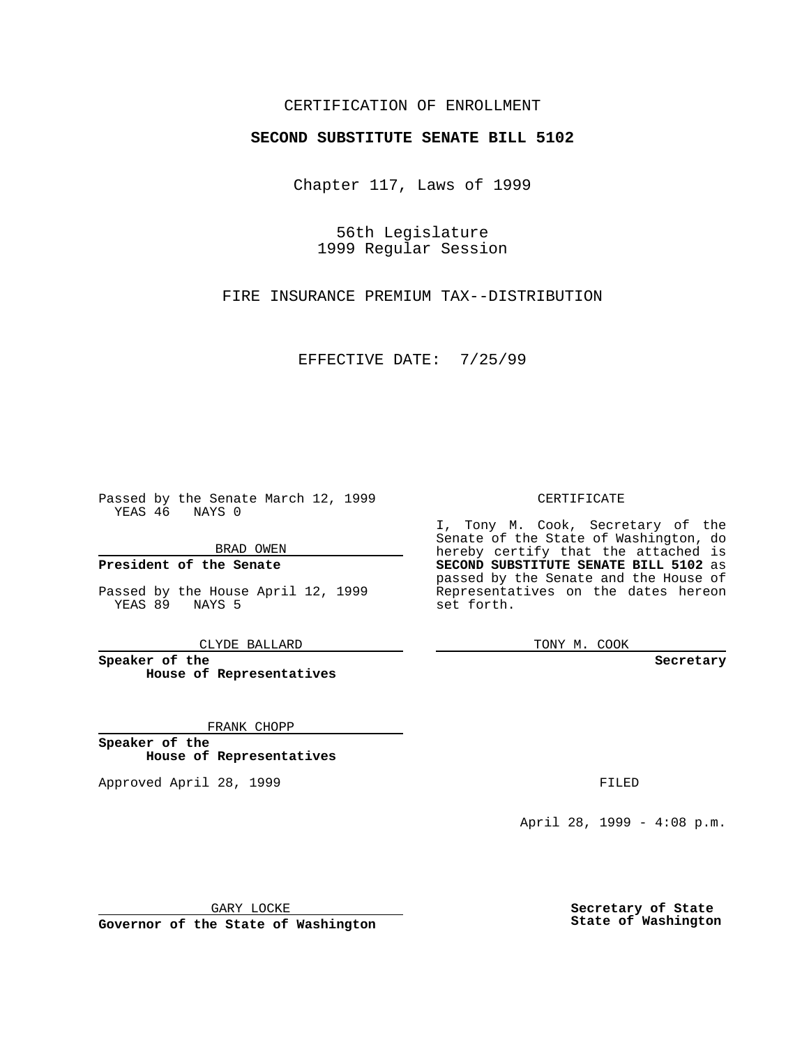CERTIFICATION OF ENROLLMENT

**SECOND SUBSTITUTE SENATE BILL 5102**

Chapter 117, Laws of 1999

56th Legislature
1999 Regular Session

FIRE INSURANCE PREMIUM TAX--DISTRIBUTION

EFFECTIVE DATE: 7/25/99

Passed by the Senate March 12, 1999
YEAS 46 NAYS 0

BRAD OWEN

**President of the Senate**

Passed by the House April 12, 1999
YEAS 89 NAYS 5

CLYDE BALLARD

**Speaker of the House of Representatives**

FRANK CHOPP

**Speaker of the House of Representatives**

Approved April 28, 1999

GARY LOCKE

**Governor of the State of Washington**

CERTIFICATE

I, Tony M. Cook, Secretary of the Senate of the State of Washington, do hereby certify that the attached is **SECOND SUBSTITUTE SENATE BILL 5102** as passed by the Senate and the House of Representatives on the dates hereon set forth.

TONY M. COOK

**Secretary**

FILED

April 28, 1999 - 4:08 p.m.

**Secretary of State**
**State of Washington**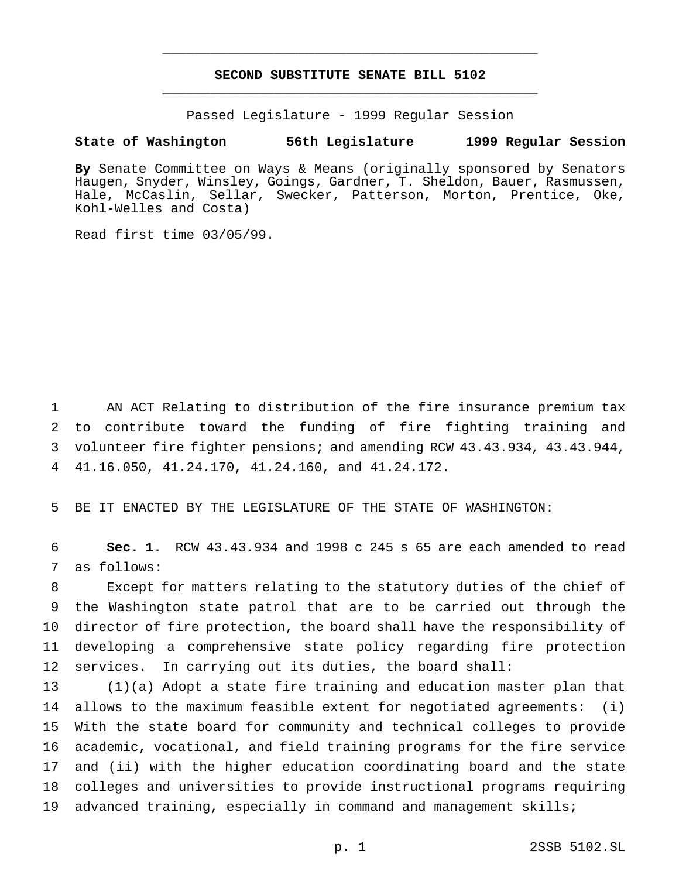# SECOND SUBSTITUTE SENATE BILL 5102

Passed Legislature - 1999 Regular Session

**State of Washington 56th Legislature 1999 Regular Session**

**By** Senate Committee on Ways & Means (originally sponsored by Senators Haugen, Snyder, Winsley, Goings, Gardner, T. Sheldon, Bauer, Rasmussen, Hale, McCaslin, Sellar, Swecker, Patterson, Morton, Prentice, Oke, Kohl-Welles and Costa)

Read first time 03/05/99.

1 AN ACT Relating to distribution of the fire insurance premium tax
2 to contribute toward the funding of fire fighting training and
3 volunteer fire fighter pensions; and amending RCW 43.43.934, 43.43.944,
4 41.16.050, 41.24.170, 41.24.160, and 41.24.172.

5 BE IT ENACTED BY THE LEGISLATURE OF THE STATE OF WASHINGTON:

6 **Sec. 1.** RCW 43.43.934 and 1998 c 245 s 65 are each amended to read
7 as follows:

8 Except for matters relating to the statutory duties of the chief of
9 the Washington state patrol that are to be carried out through the
10 director of fire protection, the board shall have the responsibility of
11 developing a comprehensive state policy regarding fire protection
12 services. In carrying out its duties, the board shall:

13 (1)(a) Adopt a state fire training and education master plan that
14 allows to the maximum feasible extent for negotiated agreements: (i)
15 With the state board for community and technical colleges to provide
16 academic, vocational, and field training programs for the fire service
17 and (ii) with the higher education coordinating board and the state
18 colleges and universities to provide instructional programs requiring
19 advanced training, especially in command and management skills;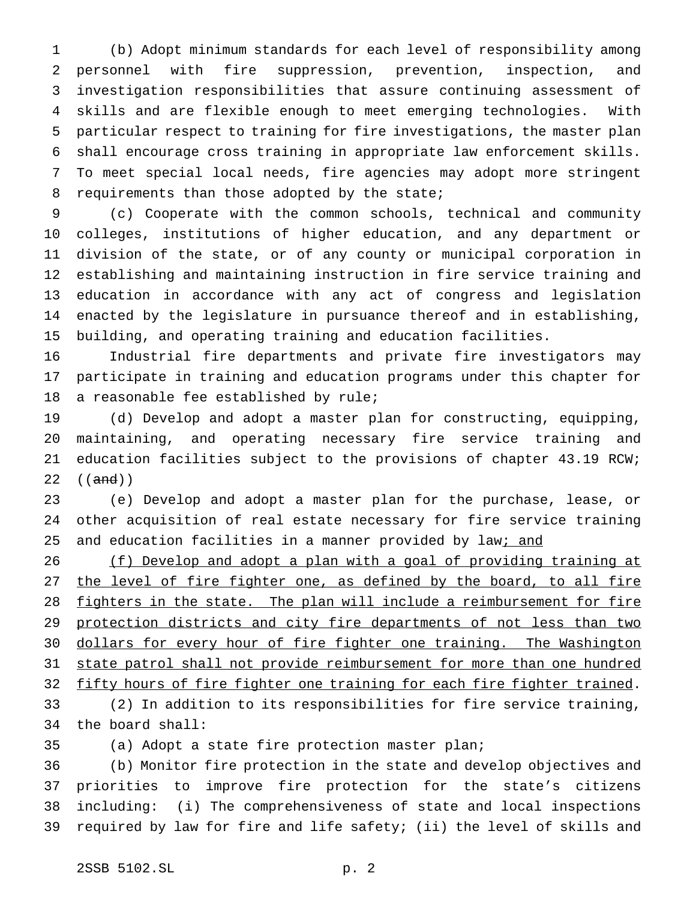(b) Adopt minimum standards for each level of responsibility among personnel with fire suppression, prevention, inspection, and investigation responsibilities that assure continuing assessment of skills and are flexible enough to meet emerging technologies. With particular respect to training for fire investigations, the master plan shall encourage cross training in appropriate law enforcement skills. To meet special local needs, fire agencies may adopt more stringent requirements than those adopted by the state;

(c) Cooperate with the common schools, technical and community colleges, institutions of higher education, and any department or division of the state, or of any county or municipal corporation in establishing and maintaining instruction in fire service training and education in accordance with any act of congress and legislation enacted by the legislature in pursuance thereof and in establishing, building, and operating training and education facilities.

Industrial fire departments and private fire investigators may participate in training and education programs under this chapter for a reasonable fee established by rule;

(d) Develop and adopt a master plan for constructing, equipping, maintaining, and operating necessary fire service training and education facilities subject to the provisions of chapter 43.19 RCW; ((~~and~~))

(e) Develop and adopt a master plan for the purchase, lease, or other acquisition of real estate necessary for fire service training and education facilities in a manner provided by law<u>; and</u>

<u>(f) Develop and adopt a plan with a goal of providing training at the level of fire fighter one, as defined by the board, to all fire fighters in the state. The plan will include a reimbursement for fire protection districts and city fire departments of not less than two dollars for every hour of fire fighter one training. The Washington state patrol shall not provide reimbursement for more than one hundred fifty hours of fire fighter one training for each fire fighter trained</u>.

(2) In addition to its responsibilities for fire service training, the board shall:

(a) Adopt a state fire protection master plan;

(b) Monitor fire protection in the state and develop objectives and priorities to improve fire protection for the state's citizens including: (i) The comprehensiveness of state and local inspections required by law for fire and life safety; (ii) the level of skills and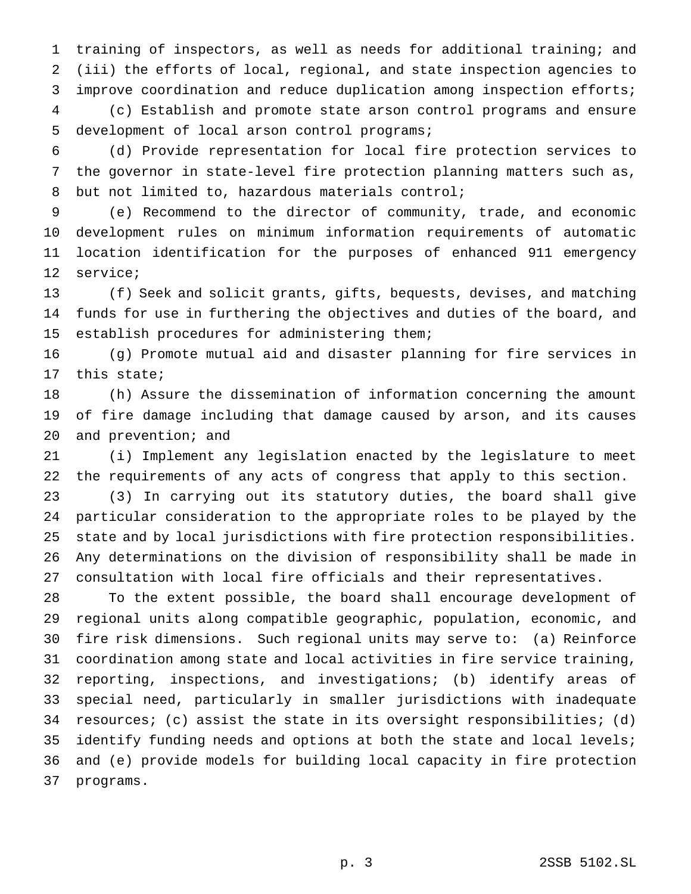training of inspectors, as well as needs for additional training; and (iii) the efforts of local, regional, and state inspection agencies to improve coordination and reduce duplication among inspection efforts;

(c) Establish and promote state arson control programs and ensure development of local arson control programs;

(d) Provide representation for local fire protection services to the governor in state-level fire protection planning matters such as, but not limited to, hazardous materials control;

(e) Recommend to the director of community, trade, and economic development rules on minimum information requirements of automatic location identification for the purposes of enhanced 911 emergency service;

(f) Seek and solicit grants, gifts, bequests, devises, and matching funds for use in furthering the objectives and duties of the board, and establish procedures for administering them;

(g) Promote mutual aid and disaster planning for fire services in this state;

(h) Assure the dissemination of information concerning the amount of fire damage including that damage caused by arson, and its causes and prevention; and

(i) Implement any legislation enacted by the legislature to meet the requirements of any acts of congress that apply to this section.

(3) In carrying out its statutory duties, the board shall give particular consideration to the appropriate roles to be played by the state and by local jurisdictions with fire protection responsibilities. Any determinations on the division of responsibility shall be made in consultation with local fire officials and their representatives.

To the extent possible, the board shall encourage development of regional units along compatible geographic, population, economic, and fire risk dimensions. Such regional units may serve to: (a) Reinforce coordination among state and local activities in fire service training, reporting, inspections, and investigations; (b) identify areas of special need, particularly in smaller jurisdictions with inadequate resources; (c) assist the state in its oversight responsibilities; (d) identify funding needs and options at both the state and local levels; and (e) provide models for building local capacity in fire protection programs.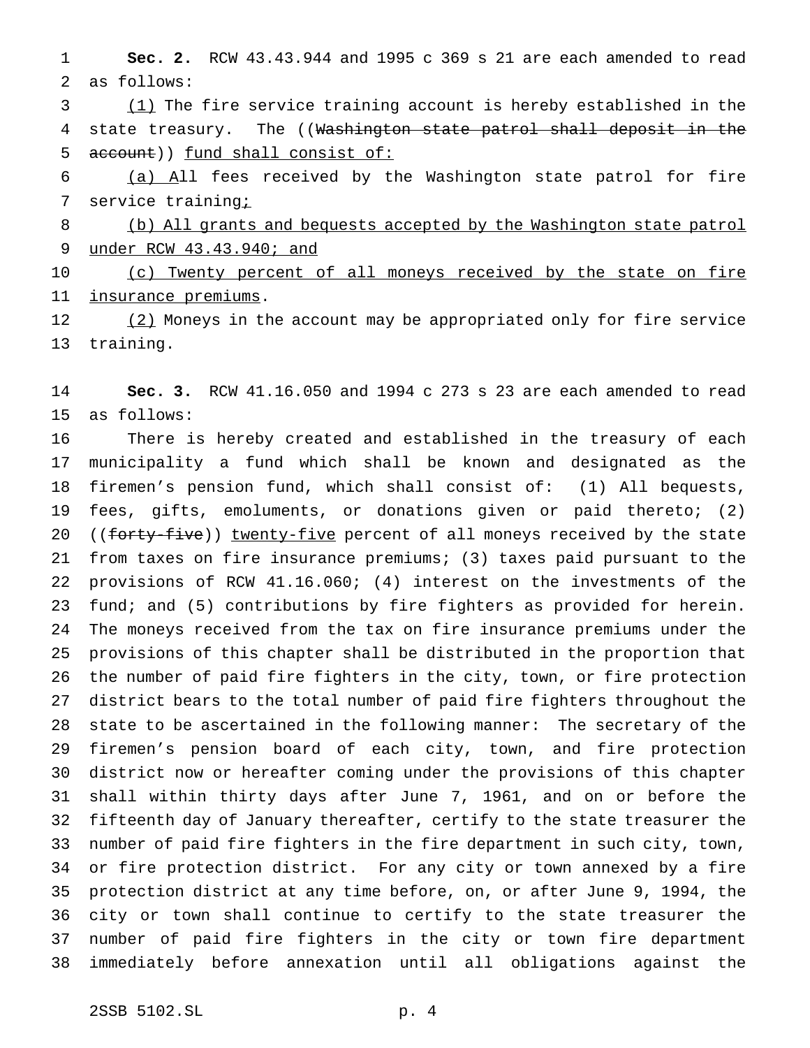**Sec. 2.** RCW 43.43.944 and 1995 c 369 s 21 are each amended to read as follows:

(1) The fire service training account is hereby established in the state treasury. The ((~~Washington state patrol shall deposit in the account~~)) fund shall consist of:

(a) All fees received by the Washington state patrol for fire service training;

(b) All grants and bequests accepted by the Washington state patrol under RCW 43.43.940; and

(c) Twenty percent of all moneys received by the state on fire insurance premiums.

(2) Moneys in the account may be appropriated only for fire service training.

**Sec. 3.** RCW 41.16.050 and 1994 c 273 s 23 are each amended to read as follows:

There is hereby created and established in the treasury of each municipality a fund which shall be known and designated as the firemen's pension fund, which shall consist of: (1) All bequests, fees, gifts, emoluments, or donations given or paid thereto; (2) ((~~forty-five~~)) twenty-five percent of all moneys received by the state from taxes on fire insurance premiums; (3) taxes paid pursuant to the provisions of RCW 41.16.060; (4) interest on the investments of the fund; and (5) contributions by fire fighters as provided for herein. The moneys received from the tax on fire insurance premiums under the provisions of this chapter shall be distributed in the proportion that the number of paid fire fighters in the city, town, or fire protection district bears to the total number of paid fire fighters throughout the state to be ascertained in the following manner: The secretary of the firemen's pension board of each city, town, and fire protection district now or hereafter coming under the provisions of this chapter shall within thirty days after June 7, 1961, and on or before the fifteenth day of January thereafter, certify to the state treasurer the number of paid fire fighters in the fire department in such city, town, or fire protection district. For any city or town annexed by a fire protection district at any time before, on, or after June 9, 1994, the city or town shall continue to certify to the state treasurer the number of paid fire fighters in the city or town fire department immediately before annexation until all obligations against the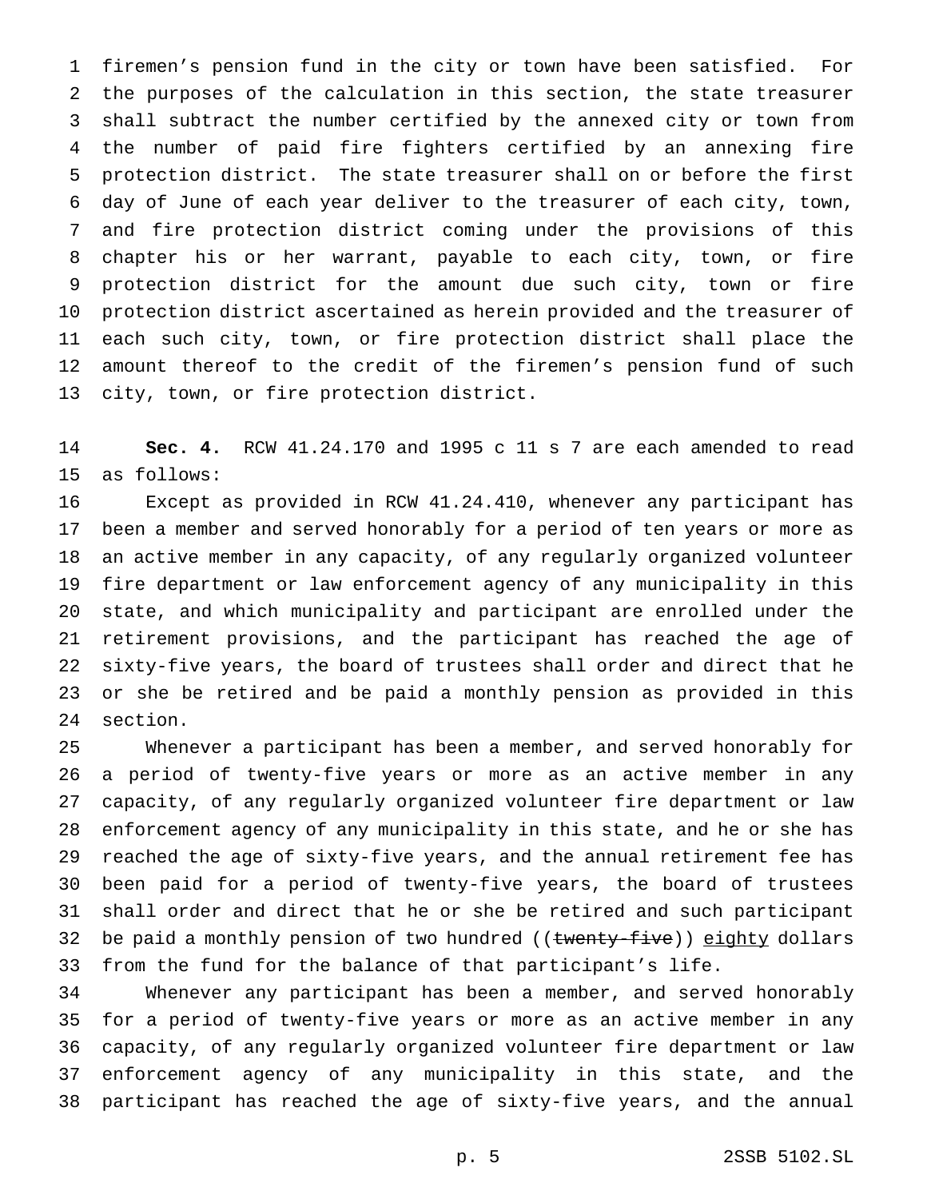firemen's pension fund in the city or town have been satisfied. For the purposes of the calculation in this section, the state treasurer shall subtract the number certified by the annexed city or town from the number of paid fire fighters certified by an annexing fire protection district. The state treasurer shall on or before the first day of June of each year deliver to the treasurer of each city, town, and fire protection district coming under the provisions of this chapter his or her warrant, payable to each city, town, or fire protection district for the amount due such city, town or fire protection district ascertained as herein provided and the treasurer of each such city, town, or fire protection district shall place the amount thereof to the credit of the firemen's pension fund of such city, town, or fire protection district.

**Sec. 4.** RCW 41.24.170 and 1995 c 11 s 7 are each amended to read as follows:

Except as provided in RCW 41.24.410, whenever any participant has been a member and served honorably for a period of ten years or more as an active member in any capacity, of any regularly organized volunteer fire department or law enforcement agency of any municipality in this state, and which municipality and participant are enrolled under the retirement provisions, and the participant has reached the age of sixty-five years, the board of trustees shall order and direct that he or she be retired and be paid a monthly pension as provided in this section.

Whenever a participant has been a member, and served honorably for a period of twenty-five years or more as an active member in any capacity, of any regularly organized volunteer fire department or law enforcement agency of any municipality in this state, and he or she has reached the age of sixty-five years, and the annual retirement fee has been paid for a period of twenty-five years, the board of trustees shall order and direct that he or she be retired and such participant be paid a monthly pension of two hundred ((~~twenty-five~~)) <u>eighty</u> dollars from the fund for the balance of that participant's life.

Whenever any participant has been a member, and served honorably for a period of twenty-five years or more as an active member in any capacity, of any regularly organized volunteer fire department or law enforcement agency of any municipality in this state, and the participant has reached the age of sixty-five years, and the annual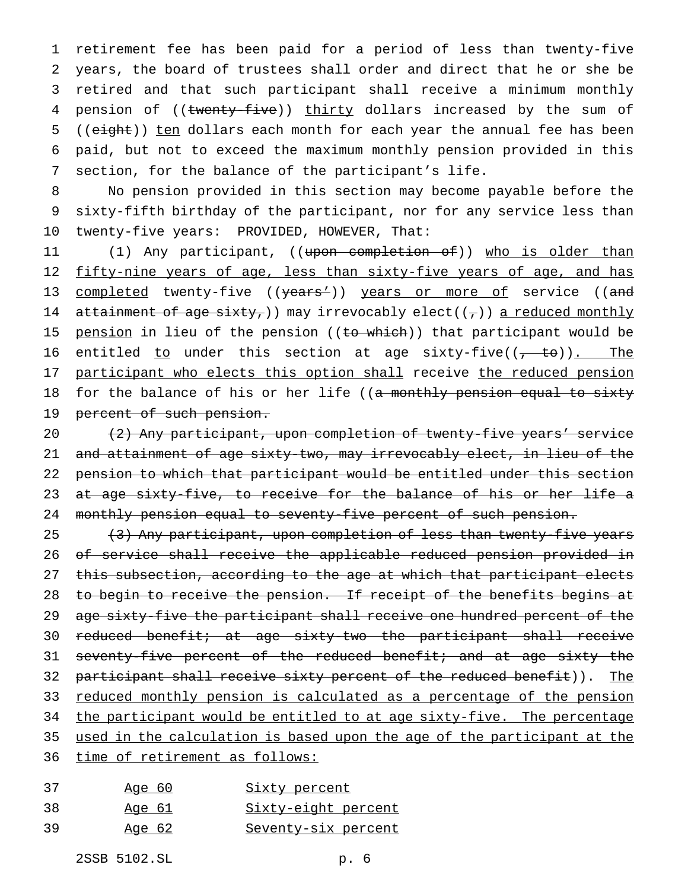retirement fee has been paid for a period of less than twenty-five years, the board of trustees shall order and direct that he or she be retired and that such participant shall receive a minimum monthly pension of ((~~twenty-five~~)) thirty dollars increased by the sum of ((~~eight~~)) ten dollars each month for each year the annual fee has been paid, but not to exceed the maximum monthly pension provided in this section, for the balance of the participant's life.

No pension provided in this section may become payable before the sixty-fifth birthday of the participant, nor for any service less than twenty-five years: PROVIDED, HOWEVER, That:

(1) Any participant, ((~~upon completion of~~)) who is older than fifty-nine years of age, less than sixty-five years of age, and has completed twenty-five ((~~years'~~)) years or more of service ((~~and attainment of age sixty,~~)) may irrevocably elect((~~,~~)) a reduced monthly pension in lieu of the pension ((~~to which~~)) that participant would be entitled to under this section at age sixty-five((~~, to~~)). The participant who elects this option shall receive the reduced pension for the balance of his or her life ((~~a monthly pension equal to sixty percent of such pension.~~

~~(2) Any participant, upon completion of twenty-five years' service and attainment of age sixty-two, may irrevocably elect, in lieu of the pension to which that participant would be entitled under this section at age sixty-five, to receive for the balance of his or her life a monthly pension equal to seventy-five percent of such pension.~~

~~(3) Any participant, upon completion of less than twenty-five years of service shall receive the applicable reduced pension provided in this subsection, according to the age at which that participant elects to begin to receive the pension. If receipt of the benefits begins at age sixty-five the participant shall receive one hundred percent of the reduced benefit; at age sixty-two the participant shall receive seventy-five percent of the reduced benefit; and at age sixty the participant shall receive sixty percent of the reduced benefit~~)). The reduced monthly pension is calculated as a percentage of the pension the participant would be entitled to at age sixty-five. The percentage used in the calculation is based upon the age of the participant at the time of retirement as follows:

| | |
|---|---|
| Age 60 | Sixty percent |
| Age 61 | Sixty-eight percent |
| Age 62 | Seventy-six percent |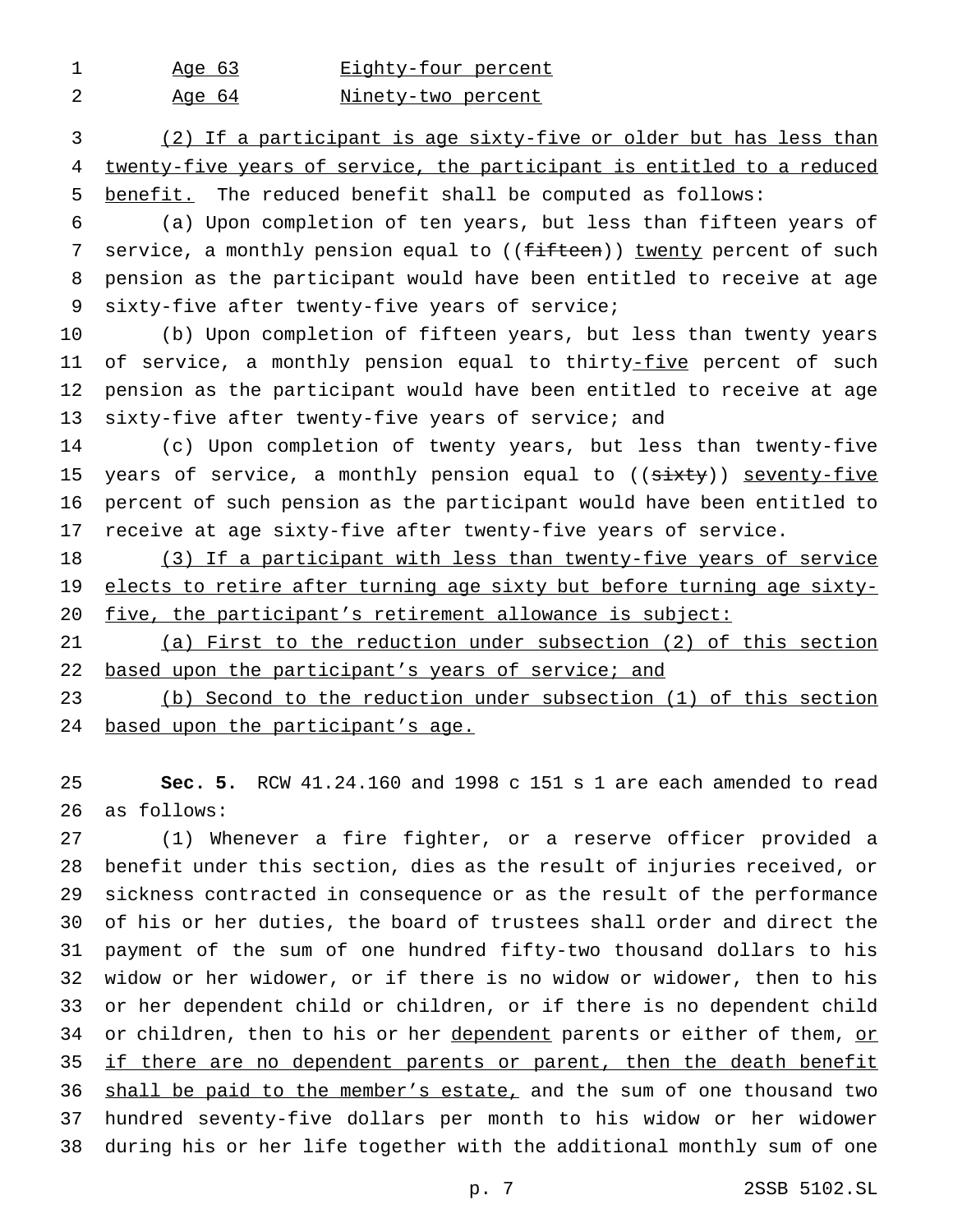| | |
|---|---|
| Age 63 | Eighty-four percent |
| Age 64 | Ninety-two percent |

(2) If a participant is age sixty-five or older but has less than twenty-five years of service, the participant is entitled to a reduced benefit. The reduced benefit shall be computed as follows:

(a) Upon completion of ten years, but less than fifteen years of service, a monthly pension equal to ((~~fifteen~~)) twenty percent of such pension as the participant would have been entitled to receive at age sixty-five after twenty-five years of service;

(b) Upon completion of fifteen years, but less than twenty years of service, a monthly pension equal to thirty-five percent of such pension as the participant would have been entitled to receive at age sixty-five after twenty-five years of service; and

(c) Upon completion of twenty years, but less than twenty-five years of service, a monthly pension equal to ((~~sixty~~)) seventy-five percent of such pension as the participant would have been entitled to receive at age sixty-five after twenty-five years of service.

(3) If a participant with less than twenty-five years of service elects to retire after turning age sixty but before turning age sixty-five, the participant's retirement allowance is subject:

(a) First to the reduction under subsection (2) of this section based upon the participant's years of service; and

(b) Second to the reduction under subsection (1) of this section based upon the participant's age.

**Sec. 5.** RCW 41.24.160 and 1998 c 151 s 1 are each amended to read as follows:

(1) Whenever a fire fighter, or a reserve officer provided a benefit under this section, dies as the result of injuries received, or sickness contracted in consequence or as the result of the performance of his or her duties, the board of trustees shall order and direct the payment of the sum of one hundred fifty-two thousand dollars to his widow or her widower, or if there is no widow or widower, then to his or her dependent child or children, or if there is no dependent child or children, then to his or her dependent parents or either of them, or if there are no dependent parents or parent, then the death benefit shall be paid to the member's estate, and the sum of one thousand two hundred seventy-five dollars per month to his widow or her widower during his or her life together with the additional monthly sum of one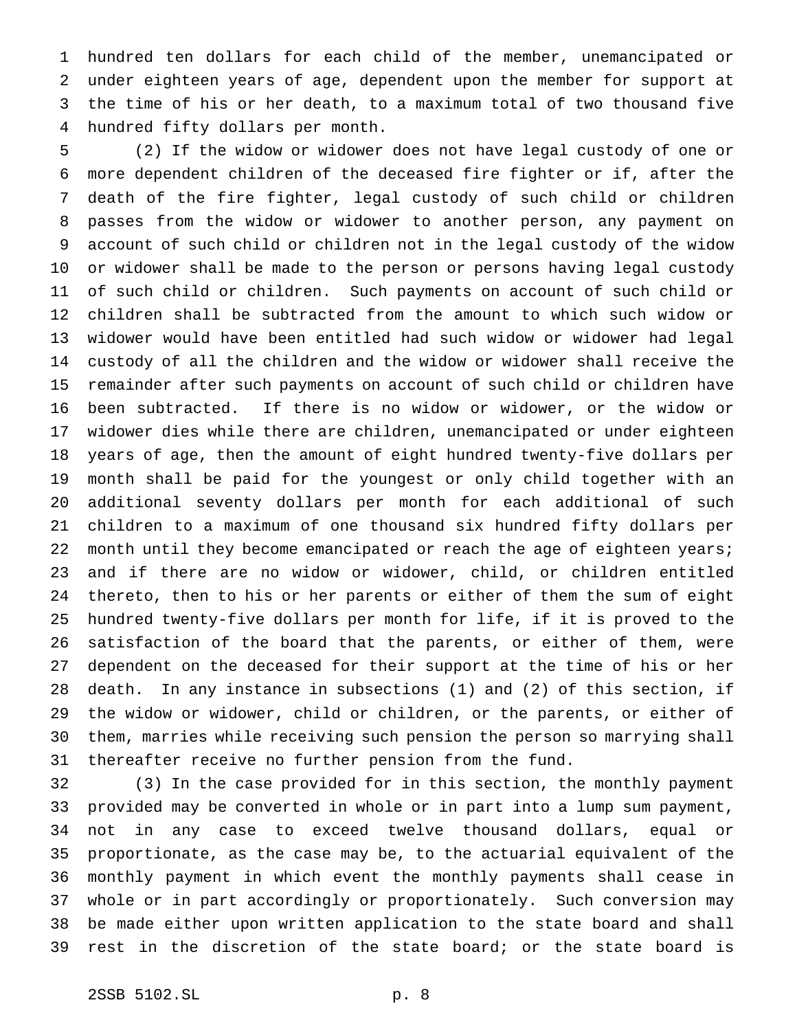hundred ten dollars for each child of the member, unemancipated or under eighteen years of age, dependent upon the member for support at the time of his or her death, to a maximum total of two thousand five hundred fifty dollars per month.

(2) If the widow or widower does not have legal custody of one or more dependent children of the deceased fire fighter or if, after the death of the fire fighter, legal custody of such child or children passes from the widow or widower to another person, any payment on account of such child or children not in the legal custody of the widow or widower shall be made to the person or persons having legal custody of such child or children. Such payments on account of such child or children shall be subtracted from the amount to which such widow or widower would have been entitled had such widow or widower had legal custody of all the children and the widow or widower shall receive the remainder after such payments on account of such child or children have been subtracted. If there is no widow or widower, or the widow or widower dies while there are children, unemancipated or under eighteen years of age, then the amount of eight hundred twenty-five dollars per month shall be paid for the youngest or only child together with an additional seventy dollars per month for each additional of such children to a maximum of one thousand six hundred fifty dollars per month until they become emancipated or reach the age of eighteen years; and if there are no widow or widower, child, or children entitled thereto, then to his or her parents or either of them the sum of eight hundred twenty-five dollars per month for life, if it is proved to the satisfaction of the board that the parents, or either of them, were dependent on the deceased for their support at the time of his or her death. In any instance in subsections (1) and (2) of this section, if the widow or widower, child or children, or the parents, or either of them, marries while receiving such pension the person so marrying shall thereafter receive no further pension from the fund.

(3) In the case provided for in this section, the monthly payment provided may be converted in whole or in part into a lump sum payment, not in any case to exceed twelve thousand dollars, equal or proportionate, as the case may be, to the actuarial equivalent of the monthly payment in which event the monthly payments shall cease in whole or in part accordingly or proportionately. Such conversion may be made either upon written application to the state board and shall rest in the discretion of the state board; or the state board is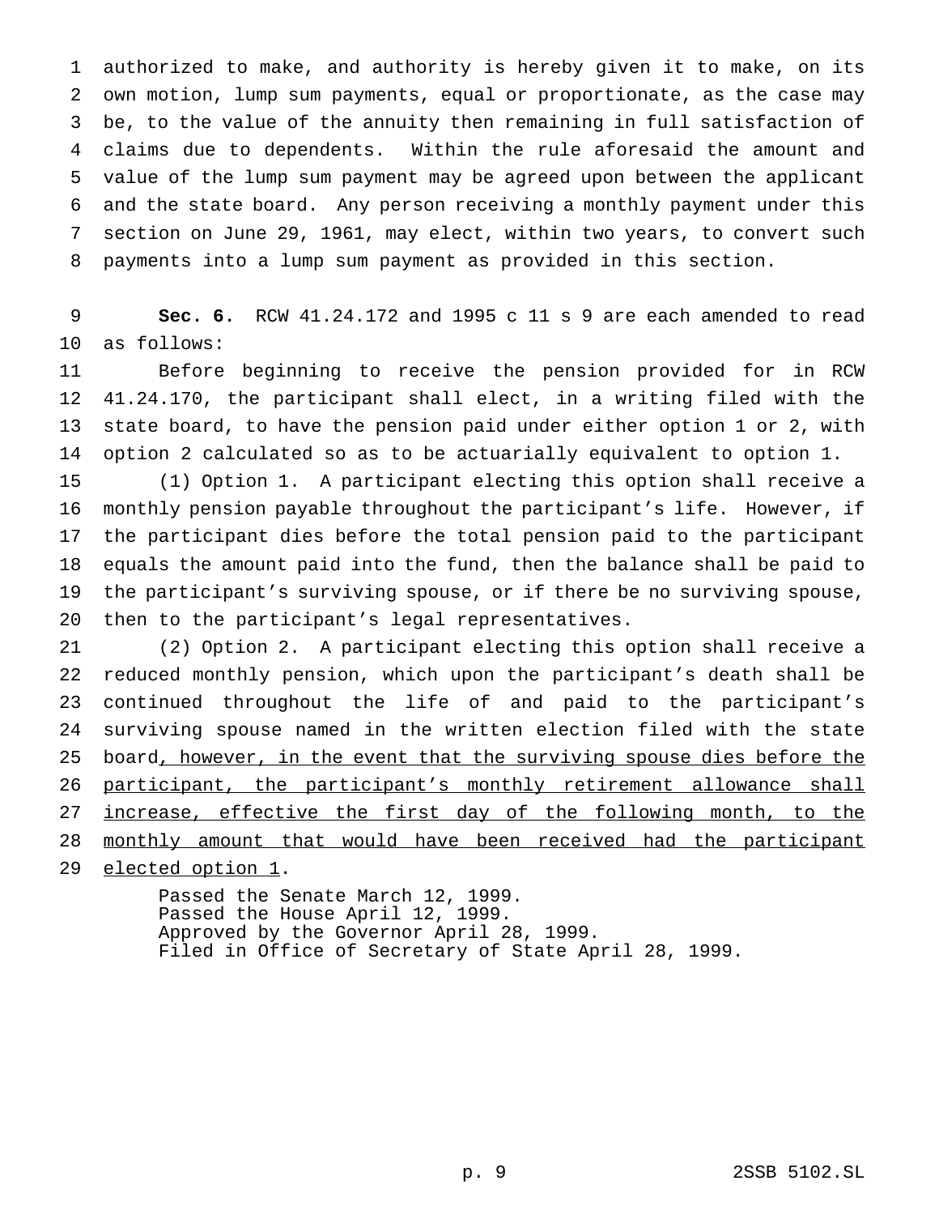authorized to make, and authority is hereby given it to make, on its own motion, lump sum payments, equal or proportionate, as the case may be, to the value of the annuity then remaining in full satisfaction of claims due to dependents. Within the rule aforesaid the amount and value of the lump sum payment may be agreed upon between the applicant and the state board. Any person receiving a monthly payment under this section on June 29, 1961, may elect, within two years, to convert such payments into a lump sum payment as provided in this section.

**Sec. 6.** RCW 41.24.172 and 1995 c 11 s 9 are each amended to read as follows:

Before beginning to receive the pension provided for in RCW 41.24.170, the participant shall elect, in a writing filed with the state board, to have the pension paid under either option 1 or 2, with option 2 calculated so as to be actuarially equivalent to option 1.

(1) Option 1. A participant electing this option shall receive a monthly pension payable throughout the participant's life. However, if the participant dies before the total pension paid to the participant equals the amount paid into the fund, then the balance shall be paid to the participant's surviving spouse, or if there be no surviving spouse, then to the participant's legal representatives.

(2) Option 2. A participant electing this option shall receive a reduced monthly pension, which upon the participant's death shall be continued throughout the life of and paid to the participant's surviving spouse named in the written election filed with the state board<u>, however, in the event that the surviving spouse dies before the participant, the participant's monthly retirement allowance shall increase, effective the first day of the following month, to the monthly amount that would have been received had the participant elected option 1</u>.

Passed the Senate March 12, 1999.
Passed the House April 12, 1999.
Approved by the Governor April 28, 1999.
Filed in Office of Secretary of State April 28, 1999.